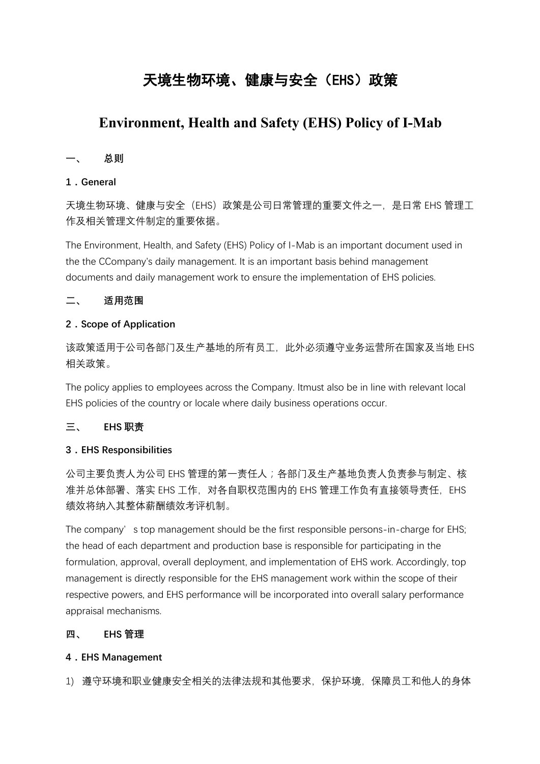# 天境生物环境、健康与安全（EHS）政策

# Environment, Health and Safety (EHS) Policy of I-Mab

## 一、 总则

## 1．General

天境生物环境、健康与安全（EHS）政策是公司日常管理的重要文件之一，是日常 EHS 管理工作及相关管理文件制定的重要依据。

The Environment, Health, and Safety (EHS) Policy of I-Mab is an important document used in the the CCompany's daily management. It is an important basis behind management documents and daily management work to ensure the implementation of EHS policies.

## 二、 适用范围

## 2．Scope of Application

该政策适用于公司各部门及生产基地的所有员工，此外必须遵守业务运营所在国家及当地 EHS 相关政策。

The policy applies to employees across the Company. Itmust also be in line with relevant local EHS policies of the country or locale where daily business operations occur.

## 三、 EHS 职责

## 3．EHS Responsibilities

公司主要负责人为公司 EHS 管理的第一责任人；各部门及生产基地负责人负责参与制定、核准并总体部署、落实 EHS 工作，对各自职权范围内的 EHS 管理工作负有直接领导责任，EHS 绩效将纳入其整体薪酬绩效考评机制。

The company' s top management should be the first responsible persons-in-charge for EHS; the head of each department and production base is responsible for participating in the formulation, approval, overall deployment, and implementation of EHS work. Accordingly, top management is directly responsible for the EHS management work within the scope of their respective powers, and EHS performance will be incorporated into overall salary performance appraisal mechanisms.

## 四、 EHS 管理

## 4．EHS Management

1) 遵守环境和职业健康安全相关的法律法规和其他要求，保护环境，保障员工和他人的身体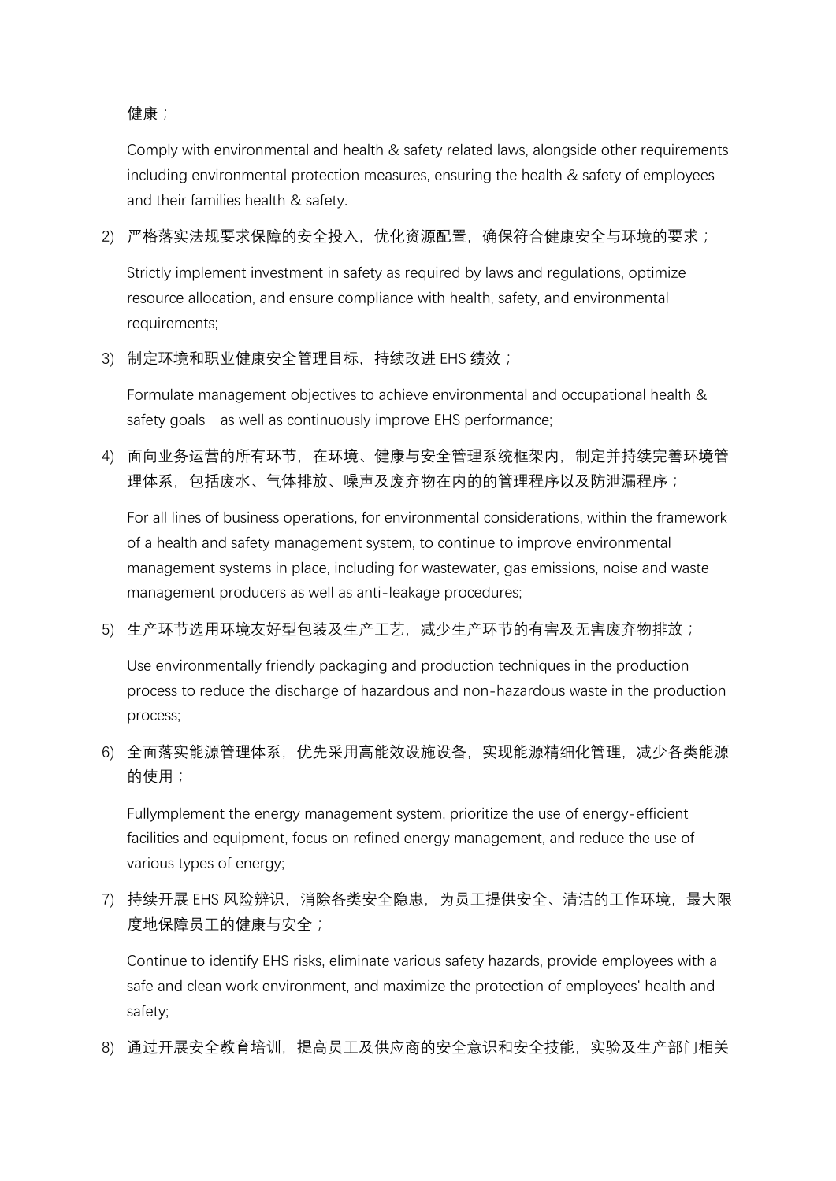健康；

Comply with environmental and health & safety related laws, alongside other requirements including environmental protection measures, ensuring the health & safety of employees and their families health & safety.

2) 严格落实法规要求保障的安全投入，优化资源配置，确保符合健康安全与环境的要求；

   Strictly implement investment in safety as required by laws and regulations, optimize resource allocation, and ensure compliance with health, safety, and environmental requirements;

3) 制定环境和职业健康安全管理目标，持续改进 EHS 绩效；

   Formulate management objectives to achieve environmental and occupational health & safety goals  as well as continuously improve EHS performance;

4) 面向业务运营的所有环节，在环境、健康与安全管理系统框架内，制定并持续完善环境管理体系，包括废水、气体排放、噪声及废弃物在内的的管理程序以及防泄漏程序；

   For all lines of business operations, for environmental considerations, within the framework of a health and safety management system, to continue to improve environmental management systems in place, including for wastewater, gas emissions, noise and waste management producers as well as anti-leakage procedures;

5) 生产环节选用环境友好型包装及生产工艺，减少生产环节的有害及无害废弃物排放；

   Use environmentally friendly packaging and production techniques in the production process to reduce the discharge of hazardous and non-hazardous waste in the production process;

6) 全面落实能源管理体系，优先采用高能效设施设备，实现能源精细化管理，减少各类能源的使用；

   Fullymplement the energy management system, prioritize the use of energy-efficient facilities and equipment, focus on refined energy management, and reduce the use of various types of energy;

7) 持续开展 EHS 风险辨识，消除各类安全隐患，为员工提供安全、清洁的工作环境，最大限度地保障员工的健康与安全；

   Continue to identify EHS risks, eliminate various safety hazards, provide employees with a safe and clean work environment, and maximize the protection of employees' health and safety;

8) 通过开展安全教育培训，提高员工及供应商的安全意识和安全技能，实验及生产部门相关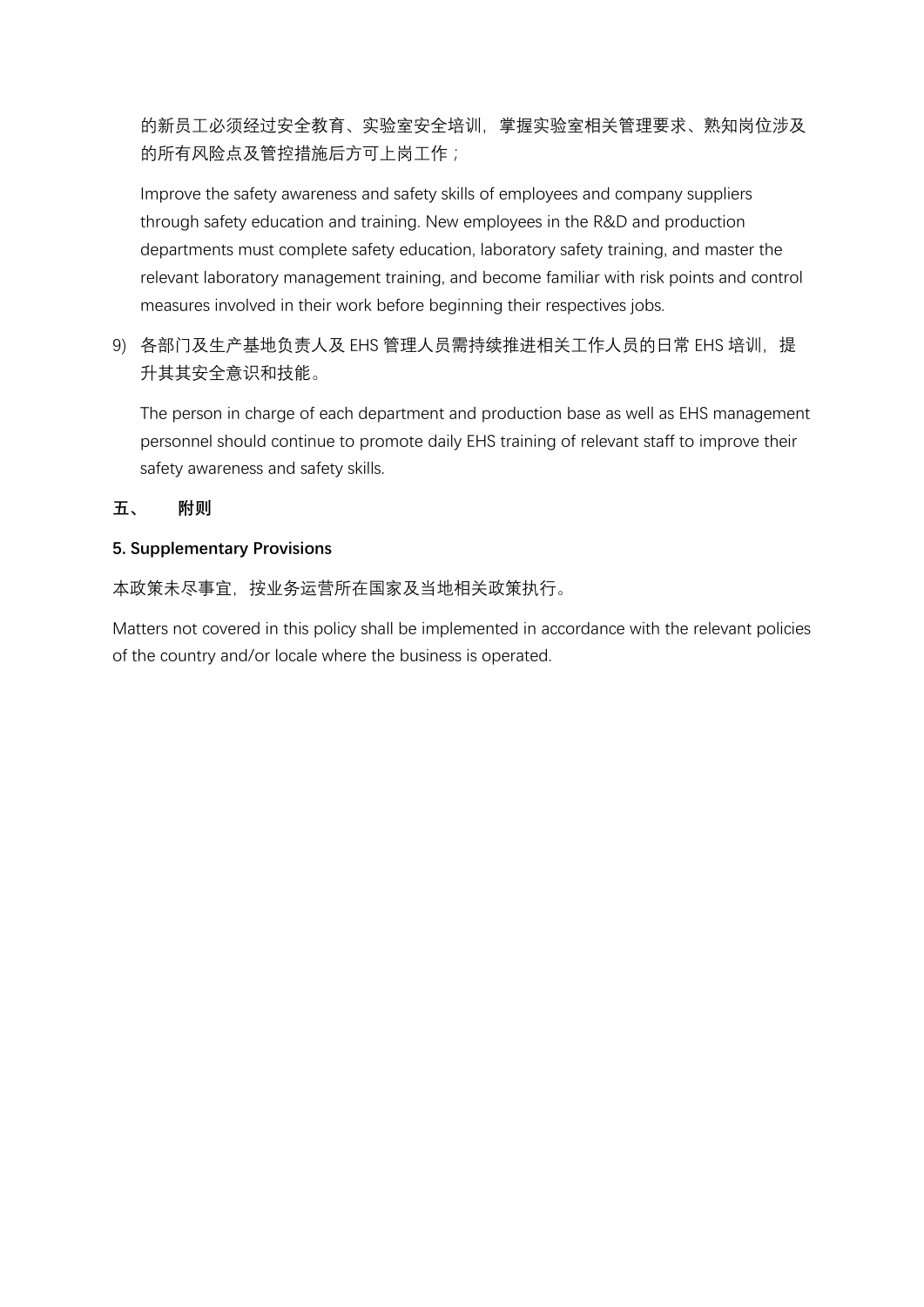的新员工必须经过安全教育、实验室安全培训，掌握实验室相关管理要求、熟知岗位涉及的所有风险点及管控措施后方可上岗工作；

Improve the safety awareness and safety skills of employees and company suppliers through safety education and training. New employees in the R&D and production departments must complete safety education, laboratory safety training, and master the relevant laboratory management training, and become familiar with risk points and control measures involved in their work before beginning their respectives jobs.

9) 各部门及生产基地负责人及 EHS 管理人员需持续推进相关工作人员的日常 EHS 培训，提升其其安全意识和技能。

   The person in charge of each department and production base as well as EHS management personnel should continue to promote daily EHS training of relevant staff to improve their safety awareness and safety skills.

## 五、 附则

## 5. Supplementary Provisions

本政策未尽事宜，按业务运营所在国家及当地相关政策执行。

Matters not covered in this policy shall be implemented in accordance with the relevant policies of the country and/or locale where the business is operated.